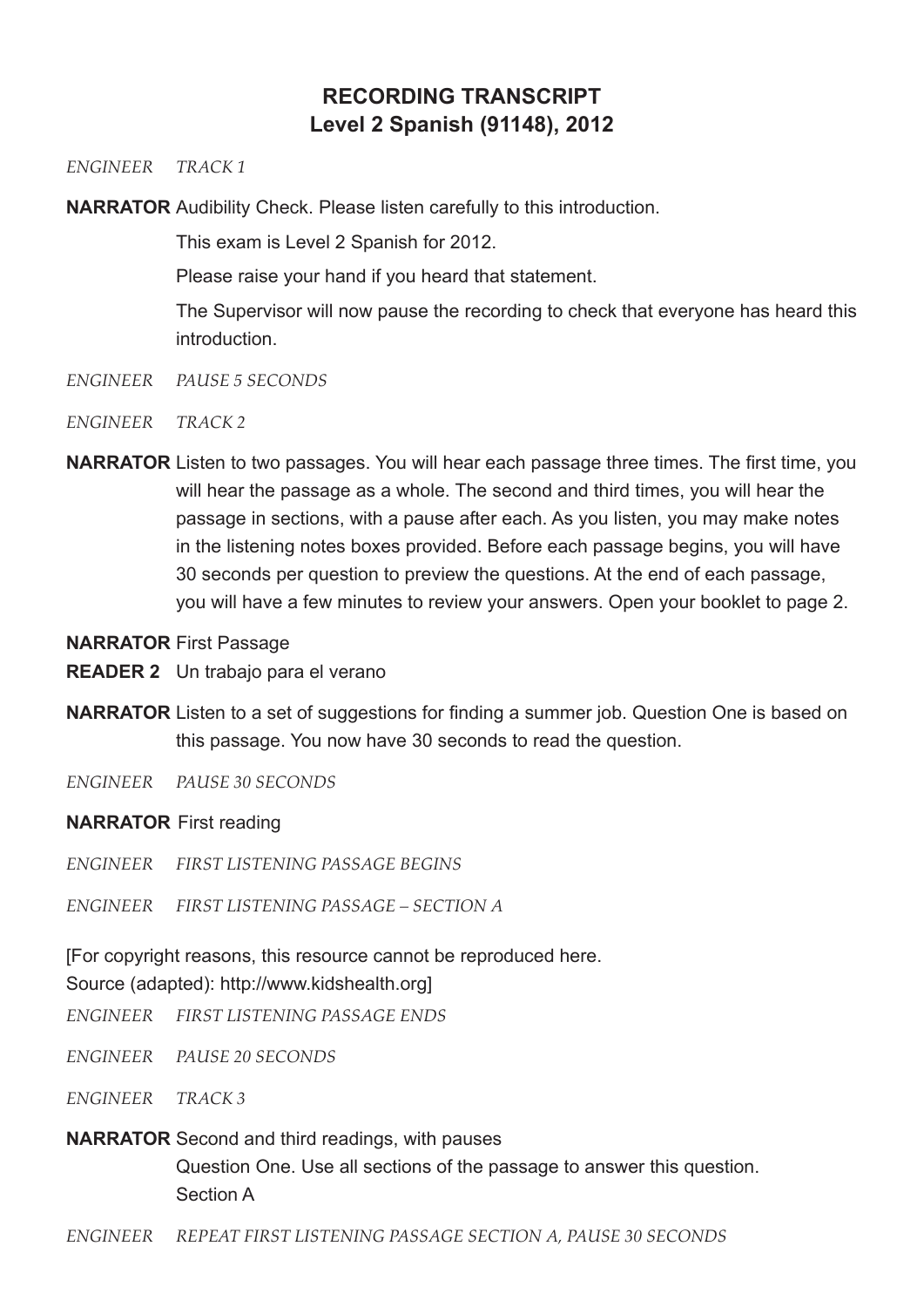# RECORDING TRANSCRIPT
## Level 2 Spanish (91148), 2012

*ENGINEER* *TRACK 1*

**NARRATOR** Audibility Check. Please listen carefully to this introduction.

This exam is Level 2 Spanish for 2012.

Please raise your hand if you heard that statement.

The Supervisor will now pause the recording to check that everyone has heard this introduction.

*ENGINEER* *PAUSE 5 SECONDS*

*ENGINEER* *TRACK 2*

**NARRATOR** Listen to two passages. You will hear each passage three times. The first time, you will hear the passage as a whole. The second and third times, you will hear the passage in sections, with a pause after each. As you listen, you may make notes in the listening notes boxes provided. Before each passage begins, you will have 30 seconds per question to preview the questions. At the end of each passage, you will have a few minutes to review your answers. Open your booklet to page 2.

**NARRATOR** First Passage

**READER 2** Un trabajo para el verano

**NARRATOR** Listen to a set of suggestions for finding a summer job. Question One is based on this passage. You now have 30 seconds to read the question.

*ENGINEER* *PAUSE 30 SECONDS*

**NARRATOR** First reading

*ENGINEER* *FIRST LISTENING PASSAGE BEGINS*

*ENGINEER* *FIRST LISTENING PASSAGE – SECTION A*

[For copyright reasons, this resource cannot be reproduced here.
Source (adapted): http://www.kidshealth.org]

*ENGINEER* *FIRST LISTENING PASSAGE ENDS*

*ENGINEER* *PAUSE 20 SECONDS*

*ENGINEER* *TRACK 3*

**NARRATOR** Second and third readings, with pauses

Question One. Use all sections of the passage to answer this question.

Section A

*ENGINEER* *REPEAT FIRST LISTENING PASSAGE SECTION A, PAUSE 30 SECONDS*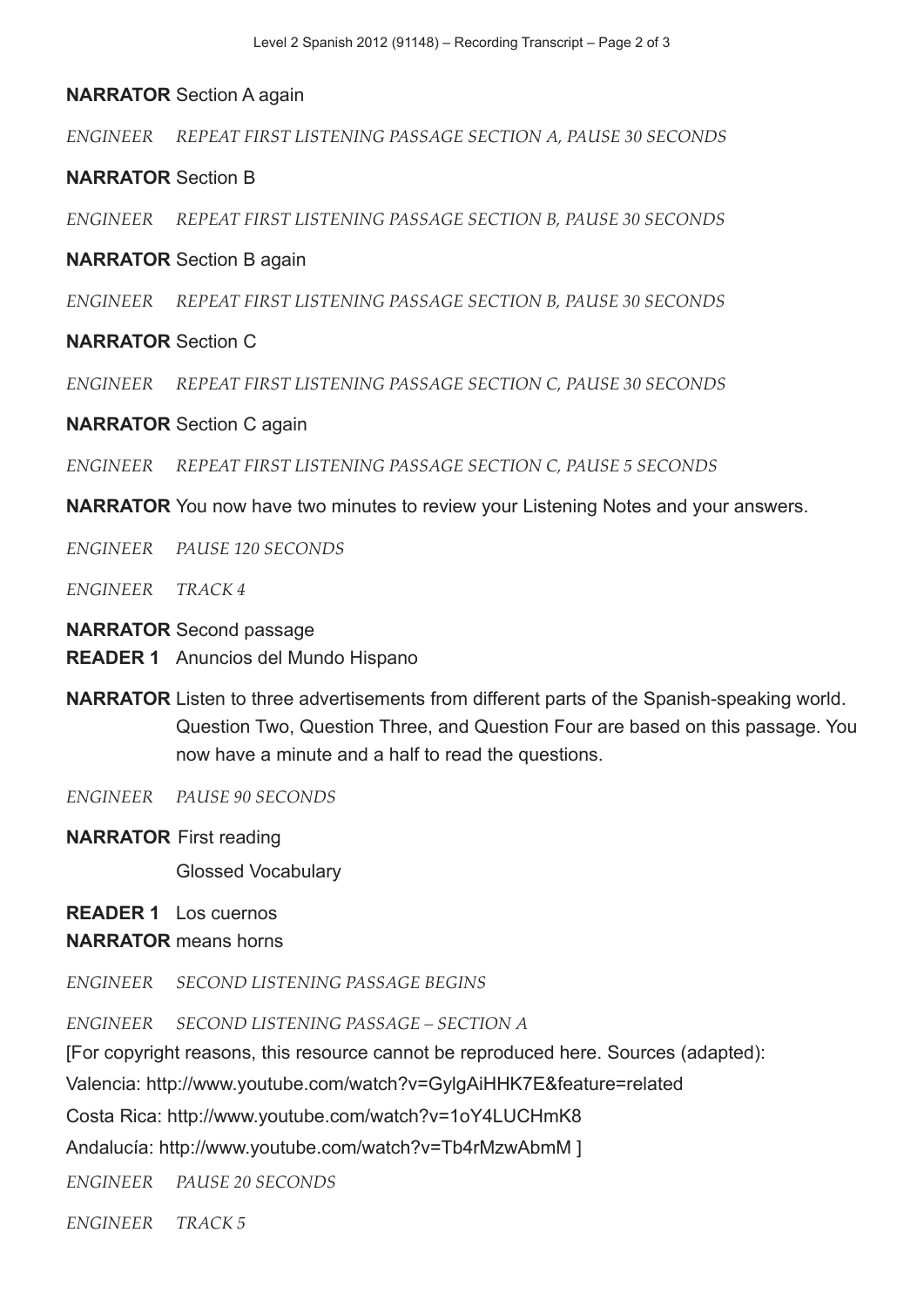**NARRATOR** Section A again

*ENGINEER REPEAT FIRST LISTENING PASSAGE SECTION A, PAUSE 30 SECONDS*

**NARRATOR** Section B

*ENGINEER REPEAT FIRST LISTENING PASSAGE SECTION B, PAUSE 30 SECONDS*

**NARRATOR** Section B again

*ENGINEER REPEAT FIRST LISTENING PASSAGE SECTION B, PAUSE 30 SECONDS*

**NARRATOR** Section C

*ENGINEER REPEAT FIRST LISTENING PASSAGE SECTION C, PAUSE 30 SECONDS*

**NARRATOR** Section C again

*ENGINEER REPEAT FIRST LISTENING PASSAGE SECTION C, PAUSE 5 SECONDS*

**NARRATOR** You now have two minutes to review your Listening Notes and your answers.

*ENGINEER PAUSE 120 SECONDS*

*ENGINEER TRACK 4*

**NARRATOR** Second passage

**READER 1** Anuncios del Mundo Hispano

**NARRATOR** Listen to three advertisements from different parts of the Spanish-speaking world. Question Two, Question Three, and Question Four are based on this passage. You now have a minute and a half to read the questions.

*ENGINEER PAUSE 90 SECONDS*

**NARRATOR** First reading

Glossed Vocabulary

**READER 1** Los cuernos

**NARRATOR** means horns

*ENGINEER SECOND LISTENING PASSAGE BEGINS*

*ENGINEER SECOND LISTENING PASSAGE – SECTION A*

[For copyright reasons, this resource cannot be reproduced here. Sources (adapted):

Valencia: http://www.youtube.com/watch?v=GylgAiHHK7E&feature=related

Costa Rica: http://www.youtube.com/watch?v=1oY4LUCHmK8

Andalucía: http://www.youtube.com/watch?v=Tb4rMzwAbmM ]

*ENGINEER PAUSE 20 SECONDS*

*ENGINEER TRACK 5*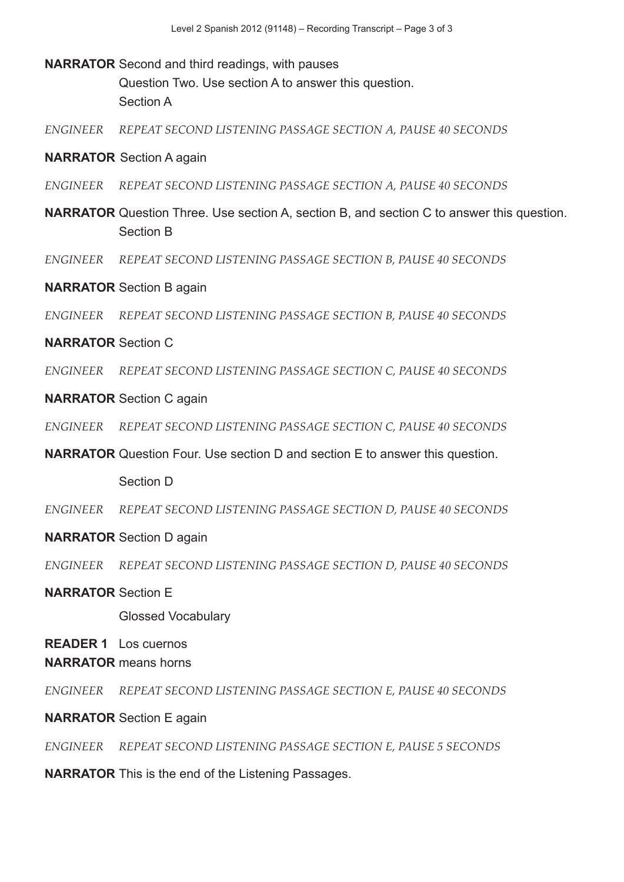**NARRATOR** Second and third readings, with pauses
Question Two. Use section A to answer this question.
Section A

*ENGINEER REPEAT SECOND LISTENING PASSAGE SECTION A, PAUSE 40 SECONDS*

**NARRATOR** Section A again

*ENGINEER REPEAT SECOND LISTENING PASSAGE SECTION A, PAUSE 40 SECONDS*

**NARRATOR** Question Three. Use section A, section B, and section C to answer this question.
Section B

*ENGINEER REPEAT SECOND LISTENING PASSAGE SECTION B, PAUSE 40 SECONDS*

**NARRATOR** Section B again

*ENGINEER REPEAT SECOND LISTENING PASSAGE SECTION B, PAUSE 40 SECONDS*

**NARRATOR** Section C

*ENGINEER REPEAT SECOND LISTENING PASSAGE SECTION C, PAUSE 40 SECONDS*

**NARRATOR** Section C again

*ENGINEER REPEAT SECOND LISTENING PASSAGE SECTION C, PAUSE 40 SECONDS*

**NARRATOR** Question Four. Use section D and section E to answer this question.

Section D

*ENGINEER REPEAT SECOND LISTENING PASSAGE SECTION D, PAUSE 40 SECONDS*

**NARRATOR** Section D again

*ENGINEER REPEAT SECOND LISTENING PASSAGE SECTION D, PAUSE 40 SECONDS*

**NARRATOR** Section E

Glossed Vocabulary

**READER 1** Los cuernos
**NARRATOR** means horns

*ENGINEER REPEAT SECOND LISTENING PASSAGE SECTION E, PAUSE 40 SECONDS*

**NARRATOR** Section E again

*ENGINEER REPEAT SECOND LISTENING PASSAGE SECTION E, PAUSE 5 SECONDS*

**NARRATOR** This is the end of the Listening Passages.